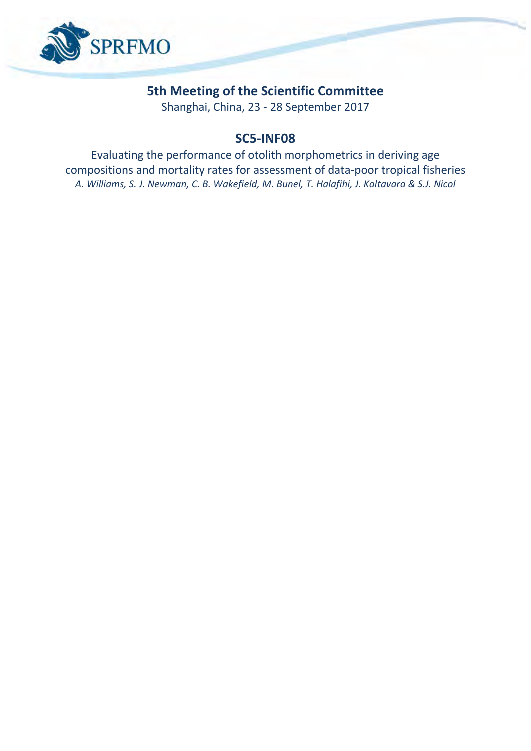SPRFMO

## 5th Meeting of the Scientific Committee

Shanghai, China, 23 - 28 September 2017

## SC5-INF08

Evaluating the performance of otolith morphometrics in deriving age compositions and mortality rates for assessment of data-poor tropical fisheries

*A. Williams, S. J. Newman, C. B. Wakefield, M. Bunel, T. Halafihi, J. Kaltavara & S.J. Nicol*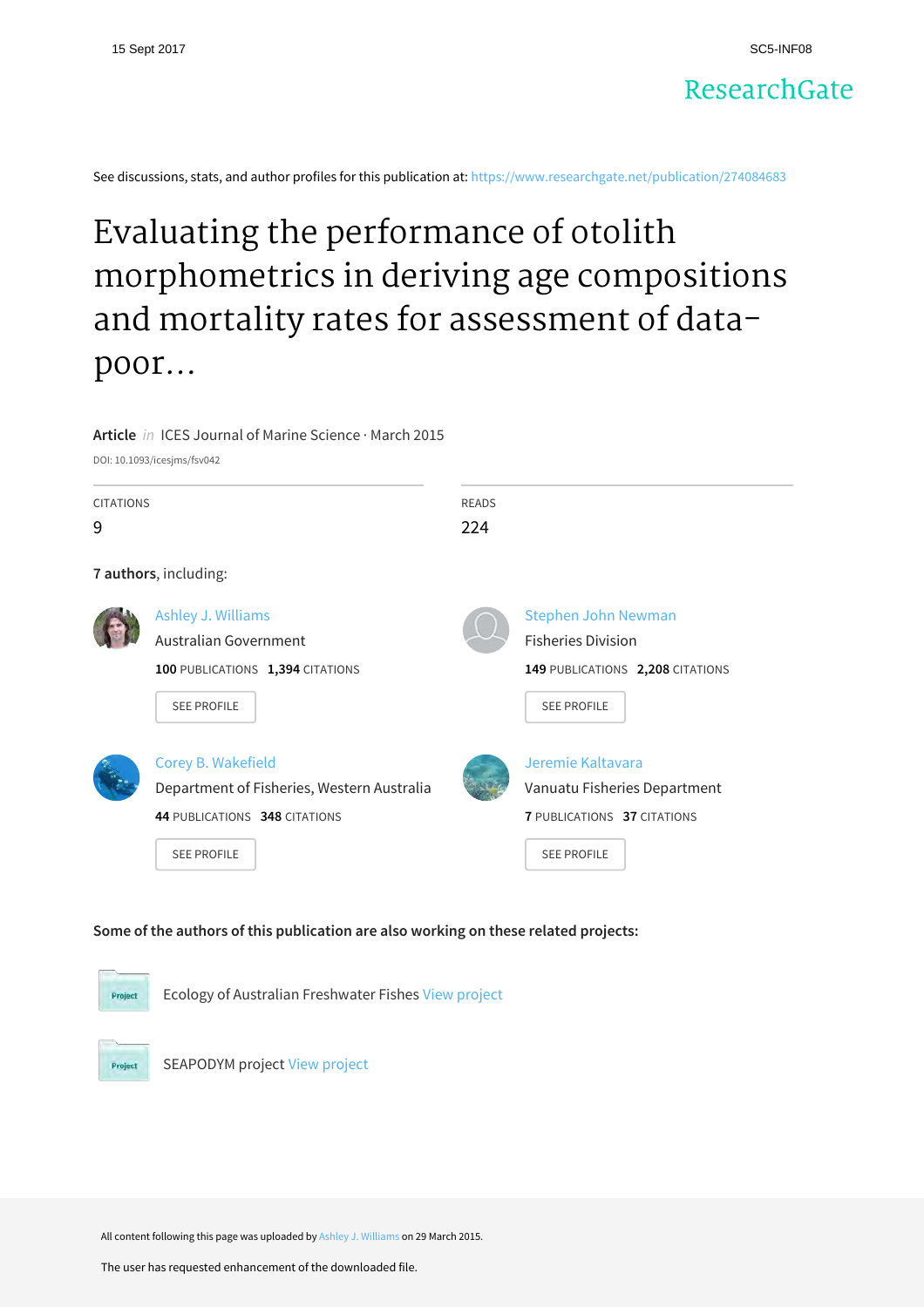15 Sept 2017 SC5-INF08

ResearchGate

See discussions, stats, and author profiles for this publication at: https://www.researchgate.net/publication/274084683

# Evaluating the performance of otolith morphometrics in deriving age compositions and mortality rates for assessment of data-poor...

**Article** *in* ICES Journal of Marine Science · March 2015

DOI: 10.1093/icesjms/fsv042

| CITATIONS | READS |
|---|---|
| 9 | 224 |

**7 authors**, including:

Ashley J. Williams
Australian Government
**100** PUBLICATIONS **1,394** CITATIONS
SEE PROFILE

Stephen John Newman
Fisheries Division
**149** PUBLICATIONS **2,208** CITATIONS
SEE PROFILE

Corey B. Wakefield
Department of Fisheries, Western Australia
**44** PUBLICATIONS **348** CITATIONS
SEE PROFILE

Jeremie Kaltavara
Vanuatu Fisheries Department
**7** PUBLICATIONS **37** CITATIONS
SEE PROFILE

**Some of the authors of this publication are also working on these related projects:**

Ecology of Australian Freshwater Fishes View project

SEAPODYM project View project

All content following this page was uploaded by Ashley J. Williams on 29 March 2015.

The user has requested enhancement of the downloaded file.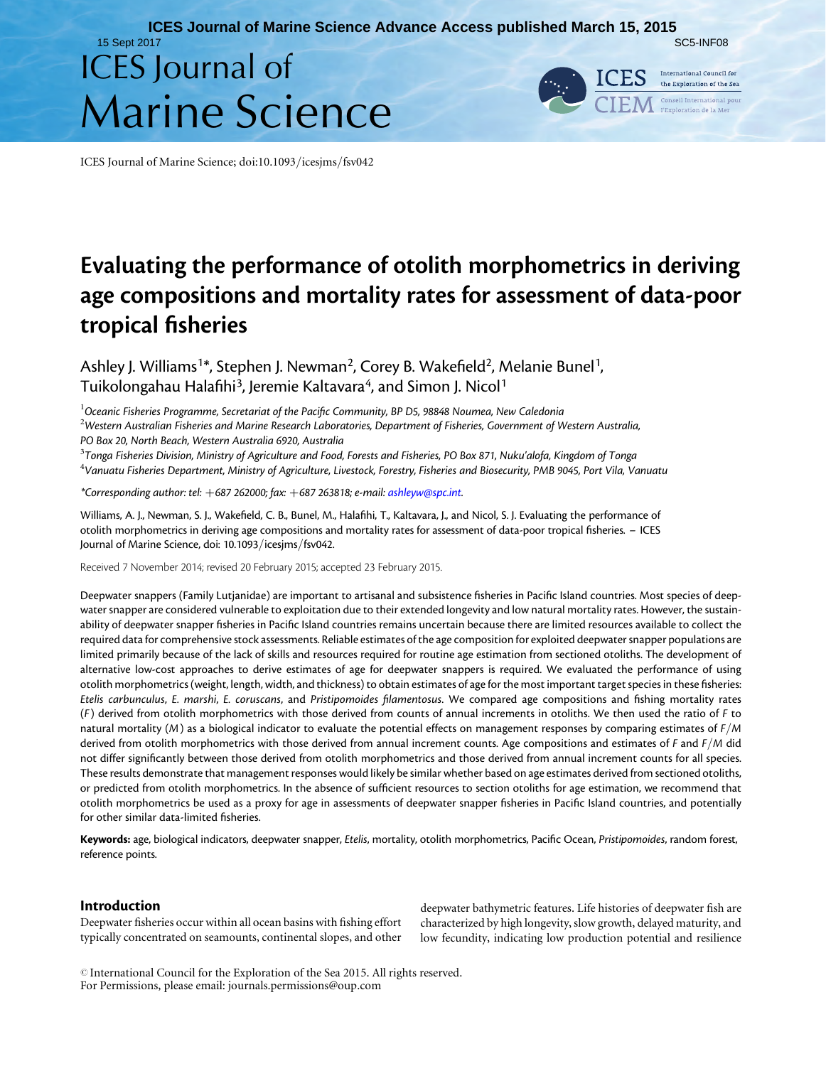# Evaluating the performance of otolith morphometrics in deriving age compositions and mortality rates for assessment of data-poor tropical fisheries

Ashley J. Williams[1]*, Stephen J. Newman[2], Corey B. Wakefield[2], Melanie Bunel[1], Tuikolongahau Halafihi[3], Jeremie Kaltavara[4], and Simon J. Nicol[1]

[1]*Oceanic Fisheries Programme, Secretariat of the Pacific Community, BP D5, 98848 Noumea, New Caledonia*

[2]*Western Australian Fisheries and Marine Research Laboratories, Department of Fisheries, Government of Western Australia, PO Box 20, North Beach, Western Australia 6920, Australia*

[3]*Tonga Fisheries Division, Ministry of Agriculture and Food, Forests and Fisheries, PO Box 871, Nuku'alofa, Kingdom of Tonga*

[4]*Vanuatu Fisheries Department, Ministry of Agriculture, Livestock, Forestry, Fisheries and Biosecurity, PMB 9045, Port Vila, Vanuatu*

**Corresponding author: tel: +687 262000; fax: +687 263818; e-mail: ashleyw@spc.int.*

Williams, A. J., Newman, S. J., Wakefield, C. B., Bunel, M., Halafihi, T., Kaltavara, J., and Nicol, S. J. Evaluating the performance of otolith morphometrics in deriving age compositions and mortality rates for assessment of data-poor tropical fisheries. – ICES Journal of Marine Science, doi: 10.1093/icesjms/fsv042.

Received 7 November 2014; revised 20 February 2015; accepted 23 February 2015.

Deepwater snappers (Family Lutjanidae) are important to artisanal and subsistence fisheries in Pacific Island countries. Most species of deepwater snapper are considered vulnerable to exploitation due to their extended longevity and low natural mortality rates. However, the sustainability of deepwater snapper fisheries in Pacific Island countries remains uncertain because there are limited resources available to collect the required data for comprehensive stock assessments. Reliable estimates of the age composition for exploited deepwater snapper populations are limited primarily because of the lack of skills and resources required for routine age estimation from sectioned otoliths. The development of alternative low-cost approaches to derive estimates of age for deepwater snappers is required. We evaluated the performance of using otolith morphometrics (weight, length, width, and thickness) to obtain estimates of age for the most important target species in these fisheries: *Etelis carbunculus*, *E. marshi*, *E. coruscans*, and *Pristipomoides filamentosus*. We compared age compositions and fishing mortality rates ($F$) derived from otolith morphometrics with those derived from counts of annual increments in otoliths. We then used the ratio of $F$ to natural mortality ($M$) as a biological indicator to evaluate the potential effects on management responses by comparing estimates of $F/M$ derived from otolith morphometrics with those derived from annual increment counts. Age compositions and estimates of $F$ and $F/M$ did not differ significantly between those derived from otolith morphometrics and those derived from annual increment counts for all species. These results demonstrate that management responses would likely be similar whether based on age estimates derived from sectioned otoliths, or predicted from otolith morphometrics. In the absence of sufficient resources to section otoliths for age estimation, we recommend that otolith morphometrics be used as a proxy for age in assessments of deepwater snapper fisheries in Pacific Island countries, and potentially for other similar data-limited fisheries.

**Keywords:** age, biological indicators, deepwater snapper, *Etelis*, mortality, otolith morphometrics, Pacific Ocean, *Pristipomoides*, random forest, reference points.

## Introduction

Deepwater fisheries occur within all ocean basins with fishing effort typically concentrated on seamounts, continental slopes, and other deepwater bathymetric features. Life histories of deepwater fish are characterized by high longevity, slow growth, delayed maturity, and low fecundity, indicating low production potential and resilience

© International Council for the Exploration of the Sea 2015. All rights reserved.
For Permissions, please email: journals.permissions@oup.com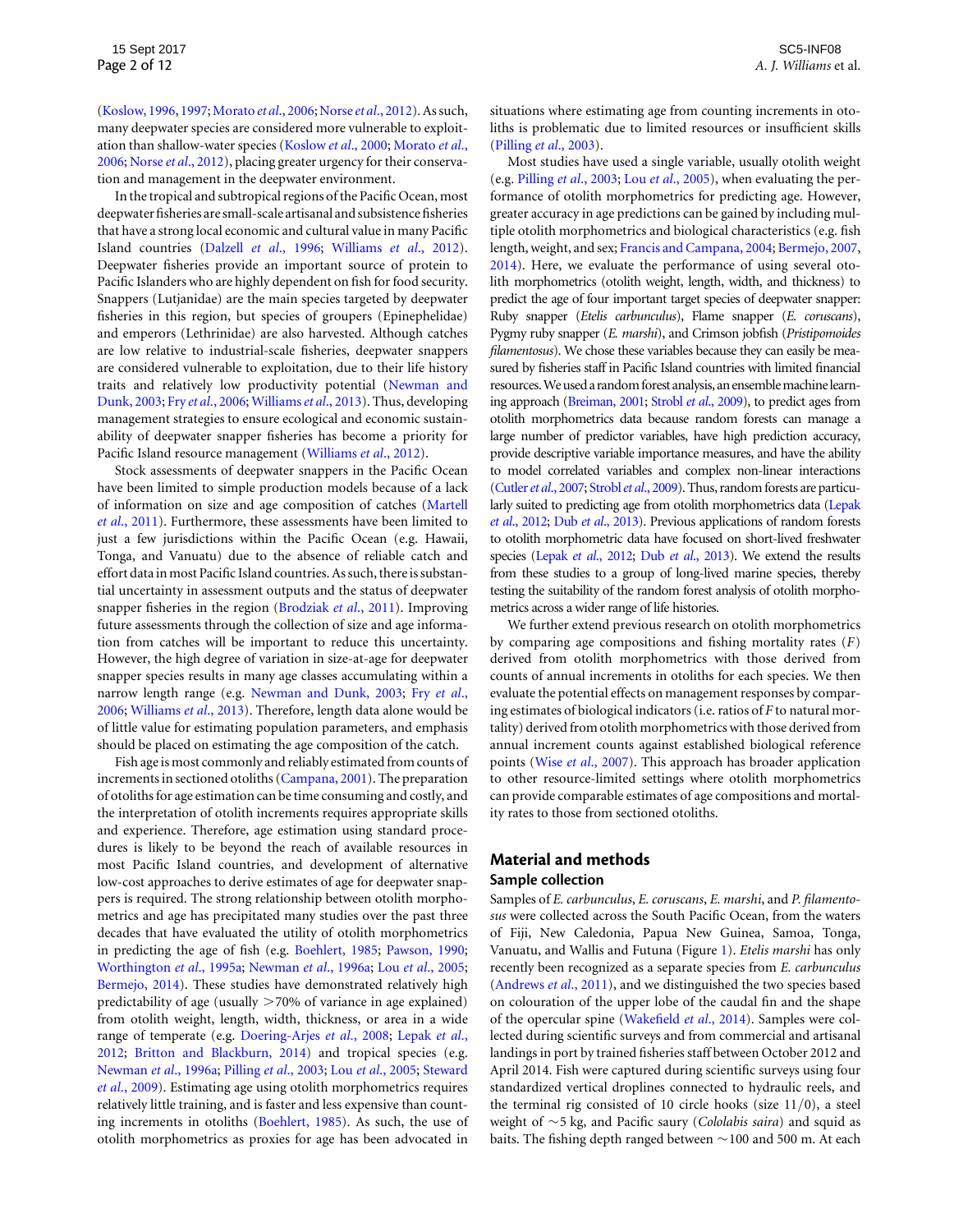(Koslow, 1996, 1997; Morato *et al.*, 2006; Norse *et al.*, 2012). As such, many deepwater species are considered more vulnerable to exploitation than shallow-water species (Koslow *et al.*, 2000; Morato *et al.*, 2006; Norse *et al.*, 2012), placing greater urgency for their conservation and management in the deepwater environment.

In the tropical and subtropical regions of the Pacific Ocean, most deepwater fisheries are small-scale artisanal and subsistence fisheries that have a strong local economic and cultural value in many Pacific Island countries (Dalzell *et al.*, 1996; Williams *et al.*, 2012). Deepwater fisheries provide an important source of protein to Pacific Islanders who are highly dependent on fish for food security. Snappers (Lutjanidae) are the main species targeted by deepwater fisheries in this region, but species of groupers (Epinephelidae) and emperors (Lethrinidae) are also harvested. Although catches are low relative to industrial-scale fisheries, deepwater snappers are considered vulnerable to exploitation, due to their life history traits and relatively low productivity potential (Newman and Dunk, 2003; Fry *et al.*, 2006; Williams *et al.*, 2013). Thus, developing management strategies to ensure ecological and economic sustainability of deepwater snapper fisheries has become a priority for Pacific Island resource management (Williams *et al.*, 2012).

Stock assessments of deepwater snappers in the Pacific Ocean have been limited to simple production models because of a lack of information on size and age composition of catches (Martell *et al.*, 2011). Furthermore, these assessments have been limited to just a few jurisdictions within the Pacific Ocean (e.g. Hawaii, Tonga, and Vanuatu) due to the absence of reliable catch and effort data in most Pacific Island countries. As such, there is substantial uncertainty in assessment outputs and the status of deepwater snapper fisheries in the region (Brodziak *et al.*, 2011). Improving future assessments through the collection of size and age information from catches will be important to reduce this uncertainty. However, the high degree of variation in size-at-age for deepwater snapper species results in many age classes accumulating within a narrow length range (e.g. Newman and Dunk, 2003; Fry *et al.*, 2006; Williams *et al.*, 2013). Therefore, length data alone would be of little value for estimating population parameters, and emphasis should be placed on estimating the age composition of the catch.

Fish age is most commonly and reliably estimated from counts of increments in sectioned otoliths (Campana, 2001). The preparation of otoliths for age estimation can be time consuming and costly, and the interpretation of otolith increments requires appropriate skills and experience. Therefore, age estimation using standard procedures is likely to be beyond the reach of available resources in most Pacific Island countries, and development of alternative low-cost approaches to derive estimates of age for deepwater snappers is required. The strong relationship between otolith morphometrics and age has precipitated many studies over the past three decades that have evaluated the utility of otolith morphometrics in predicting the age of fish (e.g. Boehlert, 1985; Pawson, 1990; Worthington *et al.*, 1995a; Newman *et al.*, 1996a; Lou *et al.*, 2005; Bermejo, 2014). These studies have demonstrated relatively high predictability of age (usually >70% of variance in age explained) from otolith weight, length, width, thickness, or area in a wide range of temperate (e.g. Doering-Arjes *et al.*, 2008; Lepak *et al.*, 2012; Britton and Blackburn, 2014) and tropical species (e.g. Newman *et al.*, 1996a; Pilling *et al.*, 2003; Lou *et al.*, 2005; Steward *et al.*, 2009). Estimating age using otolith morphometrics requires relatively little training, and is faster and less expensive than counting increments in otoliths (Boehlert, 1985). As such, the use of otolith morphometrics as proxies for age has been advocated in situations where estimating age from counting increments in otoliths is problematic due to limited resources or insufficient skills (Pilling *et al.*, 2003).

Most studies have used a single variable, usually otolith weight (e.g. Pilling *et al.*, 2003; Lou *et al.*, 2005), when evaluating the performance of otolith morphometrics for predicting age. However, greater accuracy in age predictions can be gained by including multiple otolith morphometrics and biological characteristics (e.g. fish length, weight, and sex; Francis and Campana, 2004; Bermejo, 2007, 2014). Here, we evaluate the performance of using several otolith morphometrics (otolith weight, length, width, and thickness) to predict the age of four important target species of deepwater snapper: Ruby snapper (*Etelis carbunculus*), Flame snapper (*E. coruscans*), Pygmy ruby snapper (*E. marshi*), and Crimson jobfish (*Pristipomoides filamentosus*). We chose these variables because they can easily be measured by fisheries staff in Pacific Island countries with limited financial resources. We used a random forest analysis, an ensemble machine learning approach (Breiman, 2001; Strobl *et al.*, 2009), to predict ages from otolith morphometrics data because random forests can manage a large number of predictor variables, have high prediction accuracy, provide descriptive variable importance measures, and have the ability to model correlated variables and complex non-linear interactions (Cutler *et al.*, 2007; Strobl *et al.*, 2009). Thus, random forests are particularly suited to predicting age from otolith morphometrics data (Lepak *et al.*, 2012; Dub *et al.*, 2013). Previous applications of random forests to otolith morphometric data have focused on short-lived freshwater species (Lepak *et al.*, 2012; Dub *et al.*, 2013). We extend the results from these studies to a group of long-lived marine species, thereby testing the suitability of the random forest analysis of otolith morphometrics across a wider range of life histories.

We further extend previous research on otolith morphometrics by comparing age compositions and fishing mortality rates ($F$) derived from otolith morphometrics with those derived from counts of annual increments in otoliths for each species. We then evaluate the potential effects on management responses by comparing estimates of biological indicators (i.e. ratios of $F$ to natural mortality) derived from otolith morphometrics with those derived from annual increment counts against established biological reference points (Wise *et al.*, 2007). This approach has broader application to other resource-limited settings where otolith morphometrics can provide comparable estimates of age compositions and mortality rates to those from sectioned otoliths.

## Material and methods

### Sample collection

Samples of *E. carbunculus*, *E. coruscans*, *E. marshi*, and *P. filamentosus* were collected across the South Pacific Ocean, from the waters of Fiji, New Caledonia, Papua New Guinea, Samoa, Tonga, Vanuatu, and Wallis and Futuna (Figure 1). *Etelis marshi* has only recently been recognized as a separate species from *E. carbunculus* (Andrews *et al.*, 2011), and we distinguished the two species based on colouration of the upper lobe of the caudal fin and the shape of the opercular spine (Wakefield *et al.*, 2014). Samples were collected during scientific surveys and from commercial and artisanal landings in port by trained fisheries staff between October 2012 and April 2014. Fish were captured during scientific surveys using four standardized vertical droplines connected to hydraulic reels, and the terminal rig consisted of 10 circle hooks (size 11/0), a steel weight of ~5 kg, and Pacific saury (*Cololabis saira*) and squid as baits. The fishing depth ranged between ~100 and 500 m. At each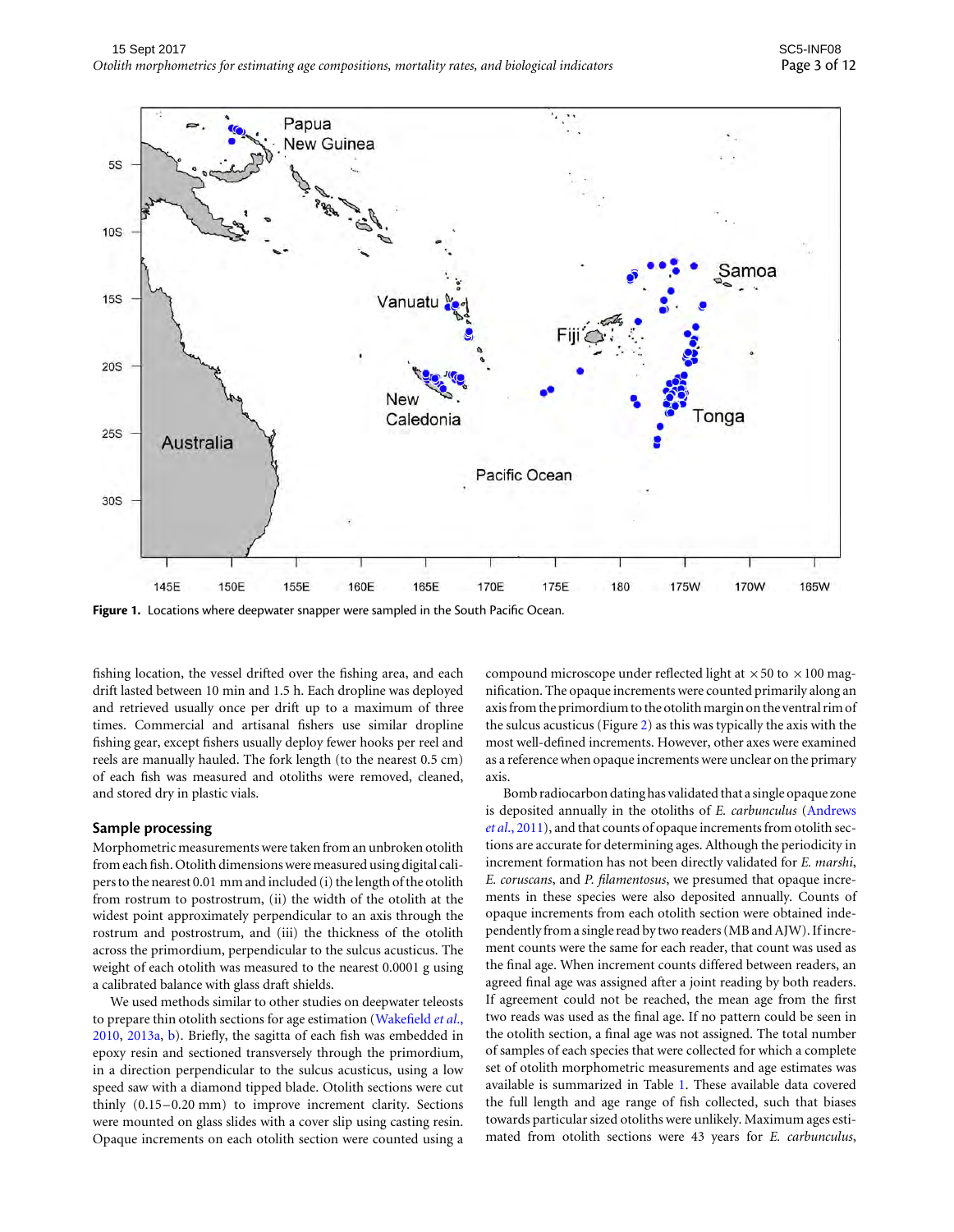Papua New Guinea
Vanuatu
Fiji
Samoa
New Caledonia
Tonga
Australia
Pacific Ocean
5S
10S
15S
20S
25S
30S
145E
150E
155E
160E
165E
170E
175E
180
175W
170W
165W

**Figure 1.** Locations where deepwater snapper were sampled in the South Pacific Ocean.

fishing location, the vessel drifted over the fishing area, and each drift lasted between 10 min and 1.5 h. Each dropline was deployed and retrieved usually once per drift up to a maximum of three times. Commercial and artisanal fishers use similar dropline fishing gear, except fishers usually deploy fewer hooks per reel and reels are manually hauled. The fork length (to the nearest 0.5 cm) of each fish was measured and otoliths were removed, cleaned, and stored dry in plastic vials.

### Sample processing

Morphometric measurements were taken from an unbroken otolith from each fish. Otolith dimensions were measured using digital calipers to the nearest 0.01 mm and included (i) the length of the otolith from rostrum to postrostrum, (ii) the width of the otolith at the widest point approximately perpendicular to an axis through the rostrum and postrostrum, and (iii) the thickness of the otolith across the primordium, perpendicular to the sulcus acusticus. The weight of each otolith was measured to the nearest 0.0001 g using a calibrated balance with glass draft shields.

We used methods similar to other studies on deepwater teleosts to prepare thin otolith sections for age estimation (Wakefield *et al.*, 2010, 2013a, b). Briefly, the sagitta of each fish was embedded in epoxy resin and sectioned transversely through the primordium, in a direction perpendicular to the sulcus acusticus, using a low speed saw with a diamond tipped blade. Otolith sections were cut thinly (0.15–0.20 mm) to improve increment clarity. Sections were mounted on glass slides with a cover slip using casting resin. Opaque increments on each otolith section were counted using a compound microscope under reflected light at $\times 50$ to $\times 100$ magnification. The opaque increments were counted primarily along an axis from the primordium to the otolith margin on the ventral rim of the sulcus acusticus (Figure 2) as this was typically the axis with the most well-defined increments. However, other axes were examined as a reference when opaque increments were unclear on the primary axis.

Bomb radiocarbon dating has validated that a single opaque zone is deposited annually in the otoliths of *E. carbunculus* (Andrews *et al.*, 2011), and that counts of opaque increments from otolith sections are accurate for determining ages. Although the periodicity in increment formation has not been directly validated for *E. marshi*, *E. coruscans*, and *P. filamentosus*, we presumed that opaque increments in these species were also deposited annually. Counts of opaque increments from each otolith section were obtained independently from a single read by two readers (MB and AJW). If increment counts were the same for each reader, that count was used as the final age. When increment counts differed between readers, an agreed final age was assigned after a joint reading by both readers. If agreement could not be reached, the mean age from the first two reads was used as the final age. If no pattern could be seen in the otolith section, a final age was not assigned. The total number of samples of each species that were collected for which a complete set of otolith morphometric measurements and age estimates was available is summarized in Table 1. These available data covered the full length and age range of fish collected, such that biases towards particular sized otoliths were unlikely. Maximum ages estimated from otolith sections were 43 years for *E. carbunculus*,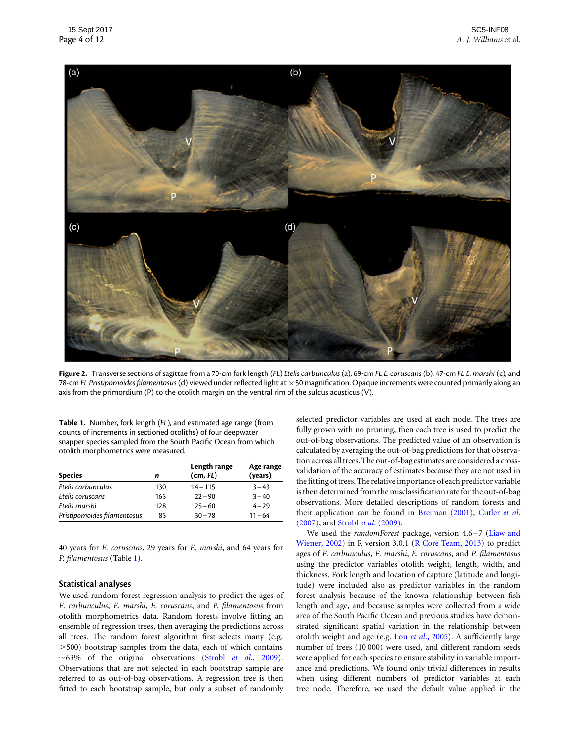Figure 2. Transverse sections of sagittae from a 70-cm fork length (*FL*) *Etelis carbunculus* (a), 69-cm *FL E. coruscans* (b), 47-cm *FL E. marshi* (c), and 78-cm *FL Pristipomoides filamentosus* (d) viewed under reflected light at ×50 magnification. Opaque increments were counted primarily along an axis from the primordium (P) to the otolith margin on the ventral rim of the sulcus acusticus (V).

**Table 1.** Number, fork length (*FL*), and estimated age range (from counts of increments in sectioned otoliths) of four deepwater snapper species sampled from the South Pacific Ocean from which otolith morphometrics were measured.

| Species | *n* | Length range (cm, *FL*) | Age range (years) |
|---|---|---|---|
| *Etelis carbunculus* | 130 | 14–115 | 3–43 |
| *Etelis coruscans* | 165 | 22–90 | 3–40 |
| *Etelis marshi* | 128 | 25–60 | 4–29 |
| *Pristipomoides filamentosus* | 85 | 30–78 | 11–64 |

40 years for *E. coruscans*, 29 years for *E. marshi*, and 64 years for *P. filamentosus* (Table 1).

## Statistical analyses

We used random forest regression analysis to predict the ages of *E. carbunculus*, *E. marshi*, *E. coruscans*, and *P. filamentosus* from otolith morphometrics data. Random forests involve fitting an ensemble of regression trees, then averaging the predictions across all trees. The random forest algorithm first selects many (e.g. >500) bootstrap samples from the data, each of which contains ~63% of the original observations (Strobl *et al.*, 2009). Observations that are not selected in each bootstrap sample are referred to as out-of-bag observations. A regression tree is then fitted to each bootstrap sample, but only a subset of randomly selected predictor variables are used at each node. The trees are fully grown with no pruning, then each tree is used to predict the out-of-bag observations. The predicted value of an observation is calculated by averaging the out-of-bag predictions for that observation across all trees. The out-of-bag estimates are considered a cross-validation of the accuracy of estimates because they are not used in the fitting of trees. The relative importance of each predictor variable is then determined from the misclassification rate for the out-of-bag observations. More detailed descriptions of random forests and their application can be found in Breiman (2001), Cutler *et al.* (2007), and Strobl *et al.* (2009).

We used the *randomForest* package, version 4.6–7 (Liaw and Wiener, 2002) in R version 3.0.1 (R Core Team, 2013) to predict ages of *E. carbunculus*, *E. marshi*, *E. coruscans*, and *P. filamentosus* using the predictor variables otolith weight, length, width, and thickness. Fork length and location of capture (latitude and longitude) were included also as predictor variables in the random forest analysis because of the known relationship between fish length and age, and because samples were collected from a wide area of the South Pacific Ocean and previous studies have demonstrated significant spatial variation in the relationship between otolith weight and age (e.g. Lou *et al.*, 2005). A sufficiently large number of trees (10 000) were used, and different random seeds were applied for each species to ensure stability in variable importance and predictions. We found only trivial differences in results when using different numbers of predictor variables at each tree node. Therefore, we used the default value applied in the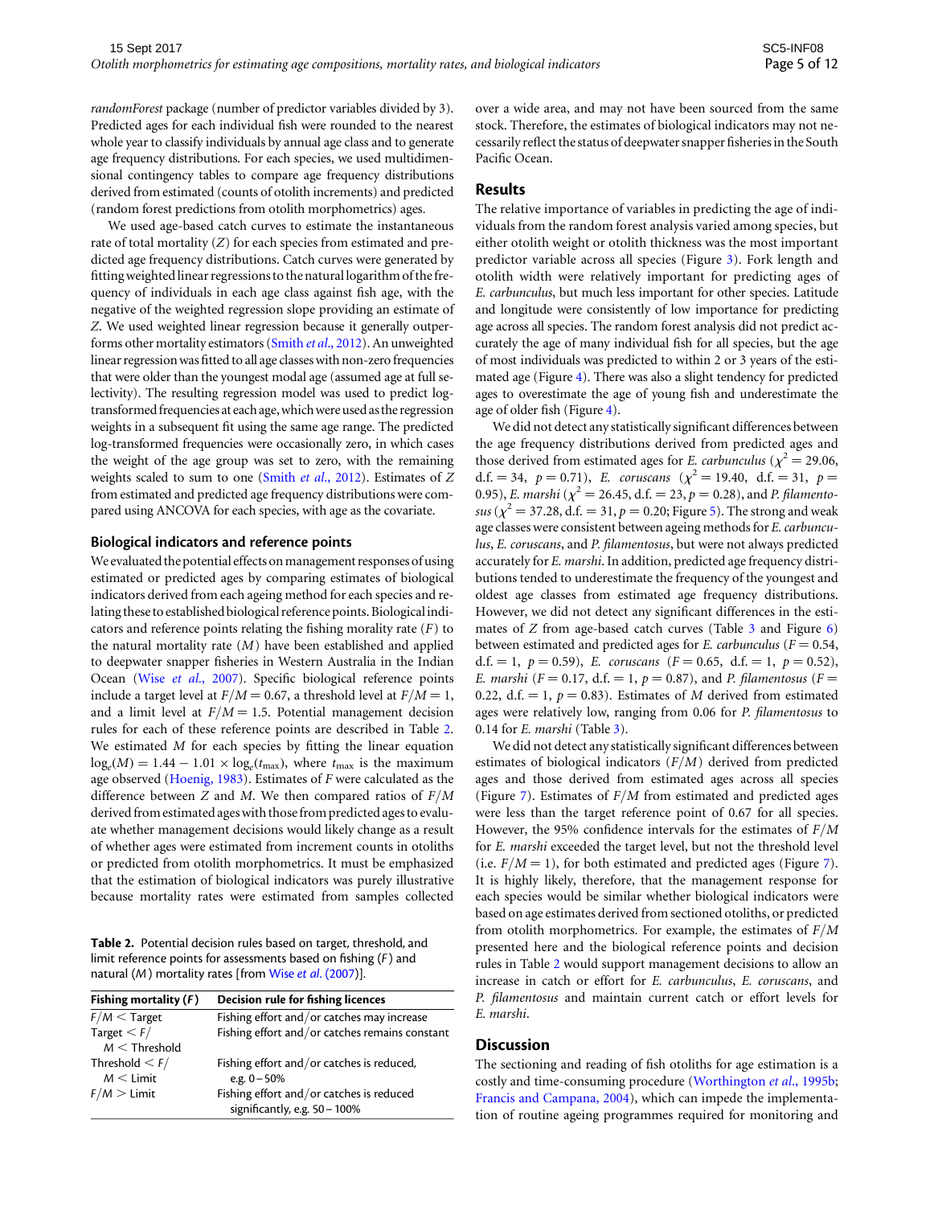*randomForest* package (number of predictor variables divided by 3). Predicted ages for each individual fish were rounded to the nearest whole year to classify individuals by annual age class and to generate age frequency distributions. For each species, we used multidimensional contingency tables to compare age frequency distributions derived from estimated (counts of otolith increments) and predicted (random forest predictions from otolith morphometrics) ages.

We used age-based catch curves to estimate the instantaneous rate of total mortality ($Z$) for each species from estimated and predicted age frequency distributions. Catch curves were generated by fitting weighted linear regressions to the natural logarithm of the frequency of individuals in each age class against fish age, with the negative of the weighted regression slope providing an estimate of $Z$. We used weighted linear regression because it generally outperforms other mortality estimators (Smith *et al*., 2012). An unweighted linear regression was fitted to all age classes with non-zero frequencies that were older than the youngest modal age (assumed age at full selectivity). The resulting regression model was used to predict log-transformed frequencies at each age, which were used as the regression weights in a subsequent fit using the same age range. The predicted log-transformed frequencies were occasionally zero, in which cases the weight of the age group was set to zero, with the remaining weights scaled to sum to one (Smith *et al*., 2012). Estimates of $Z$ from estimated and predicted age frequency distributions were compared using ANCOVA for each species, with age as the covariate.

### Biological indicators and reference points

We evaluated the potential effects on management responses of using estimated or predicted ages by comparing estimates of biological indicators derived from each ageing method for each species and relating these to established biological reference points. Biological indicators and reference points relating the fishing morality rate ($F$) to the natural mortality rate ($M$) have been established and applied to deepwater snapper fisheries in Western Australia in the Indian Ocean (Wise *et al*., 2007). Specific biological reference points include a target level at $F/M = 0.67$, a threshold level at $F/M = 1$, and a limit level at $F/M = 1.5$. Potential management decision rules for each of these reference points are described in Table 2. We estimated $M$ for each species by fitting the linear equation $\log_e(M) = 1.44 - 1.01 \times \log_e(t_{\max})$, where $t_{\max}$ is the maximum age observed (Hoenig, 1983). Estimates of $F$ were calculated as the difference between $Z$ and $M$. We then compared ratios of $F/M$ derived from estimated ages with those from predicted ages to evaluate whether management decisions would likely change as a result of whether ages were estimated from increment counts in otoliths or predicted from otolith morphometrics. It must be emphasized that the estimation of biological indicators was purely illustrative because mortality rates were estimated from samples collected over a wide area, and may not have been sourced from the same stock. Therefore, the estimates of biological indicators may not necessarily reflect the status of deepwater snapper fisheries in the South Pacific Ocean.

**Table 2.** Potential decision rules based on target, threshold, and limit reference points for assessments based on fishing ($F$) and natural ($M$) mortality rates [from Wise *et al*. (2007)].

| Fishing mortality ($F$) | Decision rule for fishing licences |
|---|---|
| $F/M <$ Target | Fishing effort and/or catches may increase |
| Target $< F/M <$ Threshold | Fishing effort and/or catches remains constant |
| Threshold $< F/M <$ Limit | Fishing effort and/or catches is reduced, e.g. 0–50% |
| $F/M >$ Limit | Fishing effort and/or catches is reduced significantly, e.g. 50–100% |

## Results

The relative importance of variables in predicting the age of individuals from the random forest analysis varied among species, but either otolith weight or otolith thickness was the most important predictor variable across all species (Figure 3). Fork length and otolith width were relatively important for predicting ages of *E. carbunculus*, but much less important for other species. Latitude and longitude were consistently of low importance for predicting age across all species. The random forest analysis did not predict accurately the age of many individual fish for all species, but the age of most individuals was predicted to within 2 or 3 years of the estimated age (Figure 4). There was also a slight tendency for predicted ages to overestimate the age of young fish and underestimate the age of older fish (Figure 4).

We did not detect any statistically significant differences between the age frequency distributions derived from predicted ages and those derived from estimated ages for *E. carbunculus* ($\chi^2 = 29.06$, d.f. = 34, $p = 0.71$), *E. coruscans* ($\chi^2 = 19.40$, d.f. = 31, $p = 0.95$), *E. marshi* ($\chi^2 = 26.45$, d.f. = 23, $p = 0.28$), and *P. filamentosus* ($\chi^2 = 37.28$, d.f. = 31, $p = 0.20$; Figure 5). The strong and weak age classes were consistent between ageing methods for *E. carbunculus*, *E. coruscans*, and *P. filamentosus*, but were not always predicted accurately for *E. marshi*. In addition, predicted age frequency distributions tended to underestimate the frequency of the youngest and oldest age classes from estimated age frequency distributions. However, we did not detect any significant differences in the estimates of $Z$ from age-based catch curves (Table 3 and Figure 6) between estimated and predicted ages for *E. carbunculus* ($F = 0.54$, d.f. = 1, $p = 0.59$), *E. coruscans* ($F = 0.65$, d.f. = 1, $p = 0.52$), *E. marshi* ($F = 0.17$, d.f. = 1, $p = 0.87$), and *P. filamentosus* ($F = 0.22$, d.f. = 1, $p = 0.83$). Estimates of $M$ derived from estimated ages were relatively low, ranging from 0.06 for *P. filamentosus* to 0.14 for *E. marshi* (Table 3).

We did not detect any statistically significant differences between estimates of biological indicators ($F/M$) derived from predicted ages and those derived from estimated ages across all species (Figure 7). Estimates of $F/M$ from estimated and predicted ages were less than the target reference point of 0.67 for all species. However, the 95% confidence intervals for the estimates of $F/M$ for *E. marshi* exceeded the target level, but not the threshold level (i.e. $F/M = 1$), for both estimated and predicted ages (Figure 7). It is highly likely, therefore, that the management response for each species would be similar whether biological indicators were based on age estimates derived from sectioned otoliths, or predicted from otolith morphometrics. For example, the estimates of $F/M$ presented here and the biological reference points and decision rules in Table 2 would support management decisions to allow an increase in catch or effort for *E. carbunculus*, *E. coruscans*, and *P. filamentosus* and maintain current catch or effort levels for *E. marshi*.

## Discussion

The sectioning and reading of fish otoliths for age estimation is a costly and time-consuming procedure (Worthington *et al*., 1995b; Francis and Campana, 2004), which can impede the implementation of routine ageing programmes required for monitoring and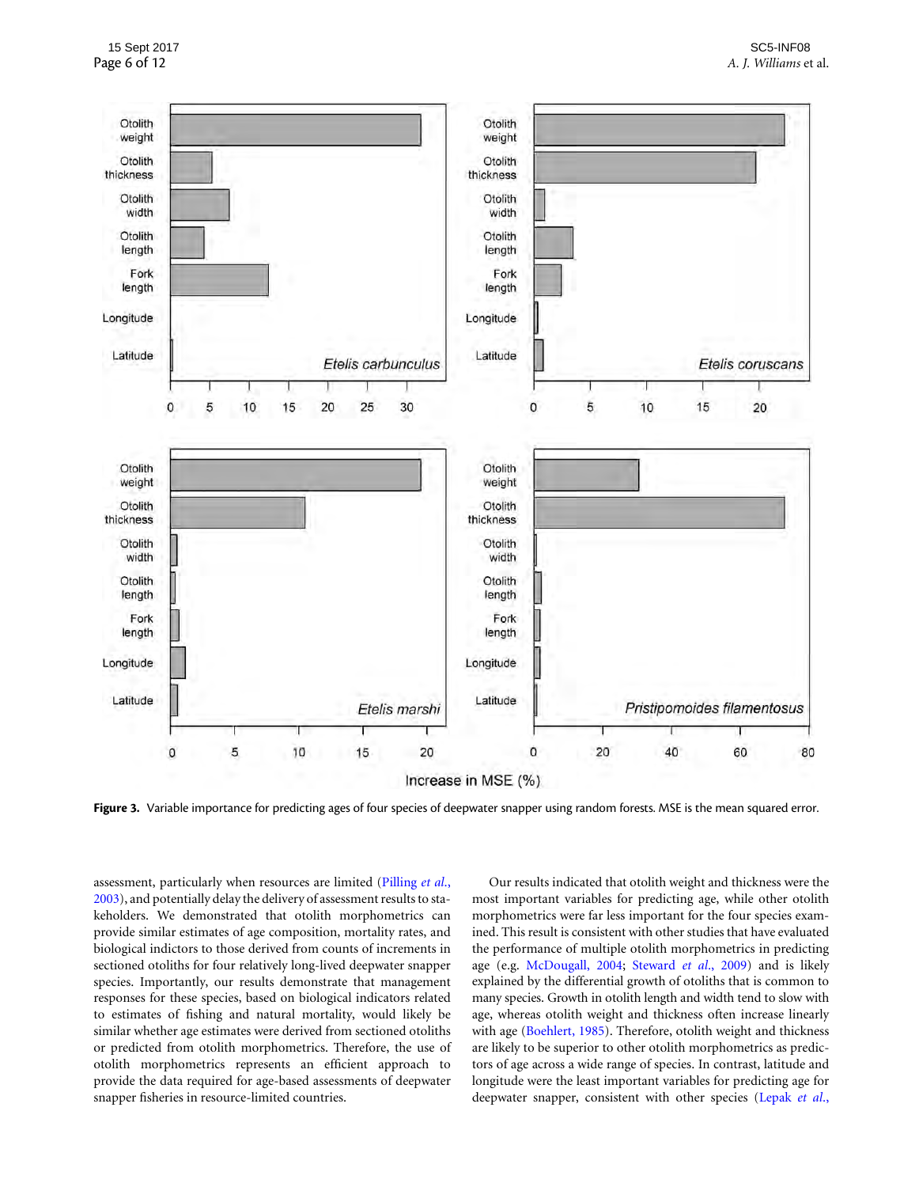Figure 3. Variable importance for predicting ages of four species of deepwater snapper using random forests. MSE is the mean squared error.

assessment, particularly when resources are limited (Pilling *et al.*, 2003), and potentially delay the delivery of assessment results to stakeholders. We demonstrated that otolith morphometrics can provide similar estimates of age composition, mortality rates, and biological indictors to those derived from counts of increments in sectioned otoliths for four relatively long-lived deepwater snapper species. Importantly, our results demonstrate that management responses for these species, based on biological indicators related to estimates of fishing and natural mortality, would likely be similar whether age estimates were derived from sectioned otoliths or predicted from otolith morphometrics. Therefore, the use of otolith morphometrics represents an efficient approach to provide the data required for age-based assessments of deepwater snapper fisheries in resource-limited countries.

Our results indicated that otolith weight and thickness were the most important variables for predicting age, while other otolith morphometrics were far less important for the four species examined. This result is consistent with other studies that have evaluated the performance of multiple otolith morphometrics in predicting age (e.g. McDougall, 2004; Steward *et al.*, 2009) and is likely explained by the differential growth of otoliths that is common to many species. Growth in otolith length and width tend to slow with age, whereas otolith weight and thickness often increase linearly with age (Boehlert, 1985). Therefore, otolith weight and thickness are likely to be superior to other otolith morphometrics as predictors of age across a wide range of species. In contrast, latitude and longitude were the least important variables for predicting age for deepwater snapper, consistent with other species (Lepak *et al.*,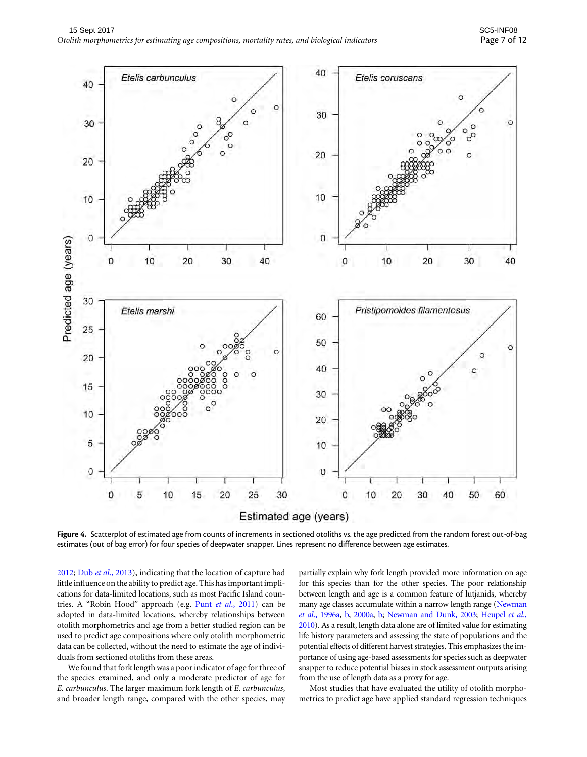**Figure 4.** Scatterplot of estimated age from counts of increments in sectioned otoliths vs. the age predicted from the random forest out-of-bag estimates (out of bag error) for four species of deepwater snapper. Lines represent no difference between age estimates.

2012; Dub *et al.*, 2013), indicating that the location of capture had little influence on the ability to predict age. This has important implications for data-limited locations, such as most Pacific Island countries. A "Robin Hood" approach (e.g. Punt *et al.*, 2011) can be adopted in data-limited locations, whereby relationships between otolith morphometrics and age from a better studied region can be used to predict age compositions where only otolith morphometric data can be collected, without the need to estimate the age of individuals from sectioned otoliths from these areas.

We found that fork length was a poor indicator of age for three of the species examined, and only a moderate predictor of age for *E. carbunculus*. The larger maximum fork length of *E. carbunculus*, and broader length range, compared with the other species, may partially explain why fork length provided more information on age for this species than for the other species. The poor relationship between length and age is a common feature of lutjanids, whereby many age classes accumulate within a narrow length range (Newman *et al.*, 1996a, b, 2000a, b; Newman and Dunk, 2003; Heupel *et al.*, 2010). As a result, length data alone are of limited value for estimating life history parameters and assessing the state of populations and the potential effects of different harvest strategies. This emphasizes the importance of using age-based assessments for species such as deepwater snapper to reduce potential biases in stock assessment outputs arising from the use of length data as a proxy for age.

Most studies that have evaluated the utility of otolith morphometrics to predict age have applied standard regression techniques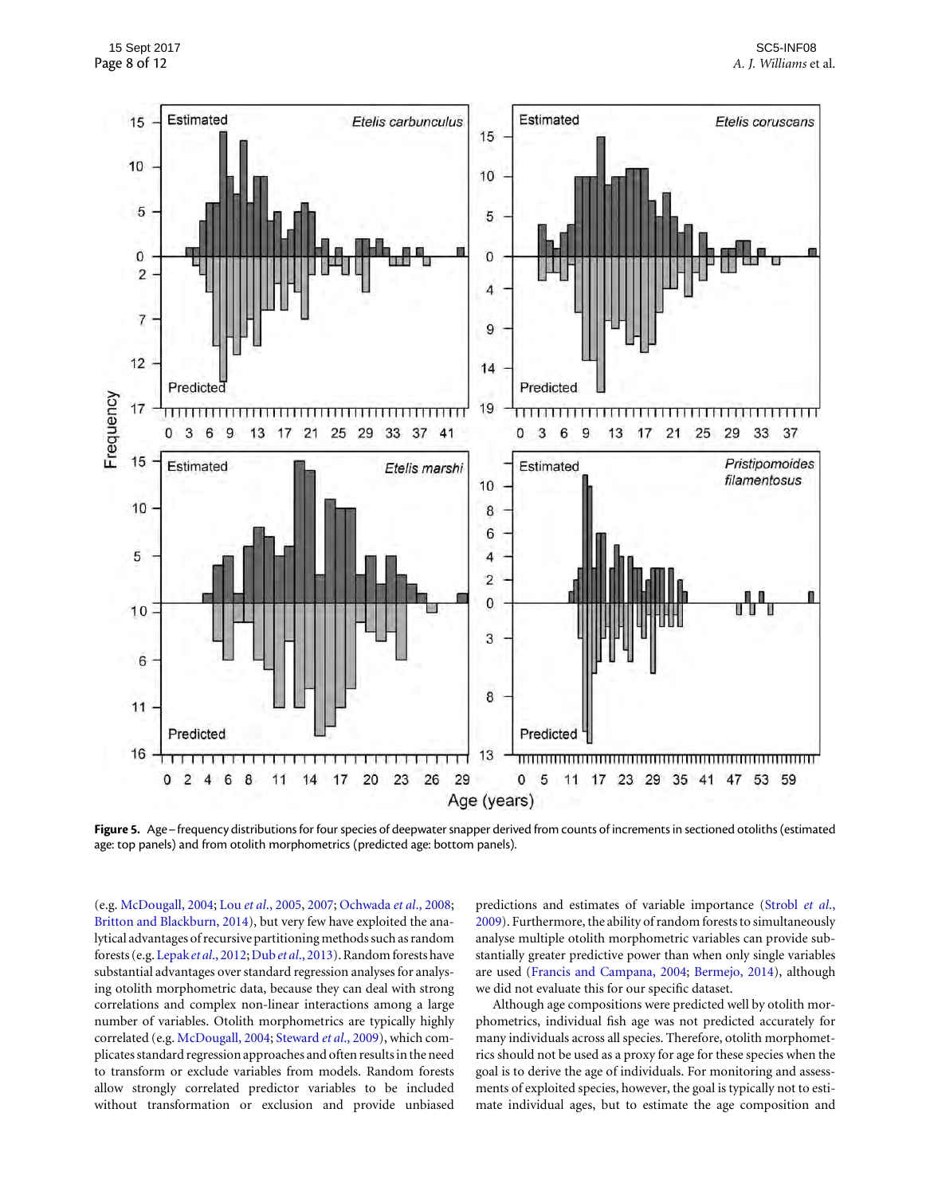**Figure 5.** Age – frequency distributions for four species of deepwater snapper derived from counts of increments in sectioned otoliths (estimated age: top panels) and from otolith morphometrics (predicted age: bottom panels).

(e.g. McDougall, 2004; Lou *et al.*, 2005, 2007; Ochwada *et al.*, 2008; Britton and Blackburn, 2014), but very few have exploited the analytical advantages of recursive partitioning methods such as random forests (e.g. Lepak *et al.*, 2012; Dub *et al.*, 2013). Random forests have substantial advantages over standard regression analyses for analysing otolith morphometric data, because they can deal with strong correlations and complex non-linear interactions among a large number of variables. Otolith morphometrics are typically highly correlated (e.g. McDougall, 2004; Steward *et al.*, 2009), which complicates standard regression approaches and often results in the need to transform or exclude variables from models. Random forests allow strongly correlated predictor variables to be included without transformation or exclusion and provide unbiased predictions and estimates of variable importance (Strobl *et al.*, 2009). Furthermore, the ability of random forests to simultaneously analyse multiple otolith morphometric variables can provide substantially greater predictive power than when only single variables are used (Francis and Campana, 2004; Bermejo, 2014), although we did not evaluate this for our specific dataset.

Although age compositions were predicted well by otolith morphometrics, individual fish age was not predicted accurately for many individuals across all species. Therefore, otolith morphometrics should not be used as a proxy for age for these species when the goal is to derive the age of individuals. For monitoring and assessments of exploited species, however, the goal is typically not to estimate individual ages, but to estimate the age composition and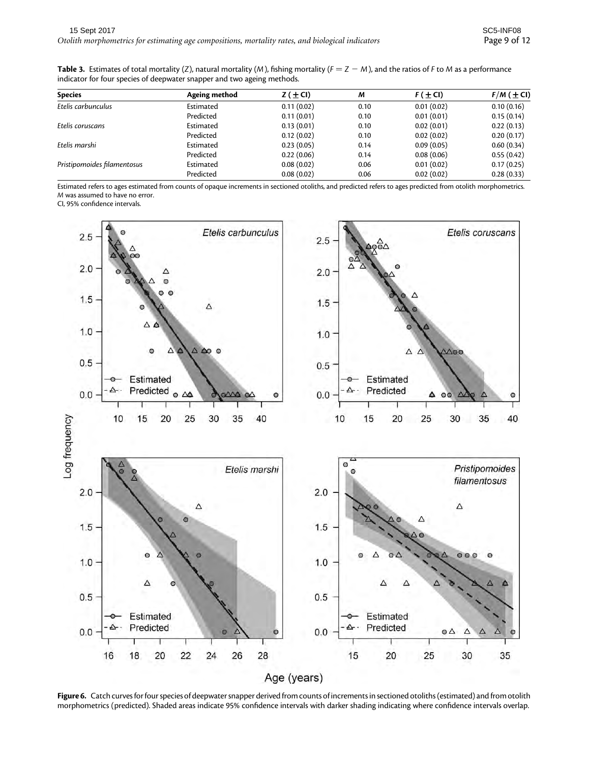**Table 3.** Estimates of total mortality ($Z$), natural mortality ($M$), fishing mortality ($F = Z - M$), and the ratios of $F$ to $M$ as a performance indicator for four species of deepwater snapper and two ageing methods.

| Species | Ageing method | $Z$ ($\pm$ CI) | $M$ | $F$ ($\pm$ CI) | $F/M$ ($\pm$ CI) |
|---|---|---|---|---|---|
| *Etelis carbunculus* | Estimated | 0.11 (0.02) | 0.10 | 0.01 (0.02) | 0.10 (0.16) |
| | Predicted | 0.11 (0.01) | 0.10 | 0.01 (0.01) | 0.15 (0.14) |
| *Etelis coruscans* | Estimated | 0.13 (0.01) | 0.10 | 0.02 (0.01) | 0.22 (0.13) |
| | Predicted | 0.12 (0.02) | 0.10 | 0.02 (0.02) | 0.20 (0.17) |
| *Etelis marshi* | Estimated | 0.23 (0.05) | 0.14 | 0.09 (0.05) | 0.60 (0.34) |
| | Predicted | 0.22 (0.06) | 0.14 | 0.08 (0.06) | 0.55 (0.42) |
| *Pristipomoides filamentosus* | Estimated | 0.08 (0.02) | 0.06 | 0.01 (0.02) | 0.17 (0.25) |
| | Predicted | 0.08 (0.02) | 0.06 | 0.02 (0.02) | 0.28 (0.33) |

Estimated refers to ages estimated from counts of opaque increments in sectioned otoliths, and predicted refers to ages predicted from otolith morphometrics. $M$ was assumed to have no error.
CI, 95% confidence intervals.

**Figure 6.** Catch curves for four species of deepwater snapper derived from counts of increments in sectioned otoliths (estimated) and from otolith morphometrics (predicted). Shaded areas indicate 95% confidence intervals with darker shading indicating where confidence intervals overlap.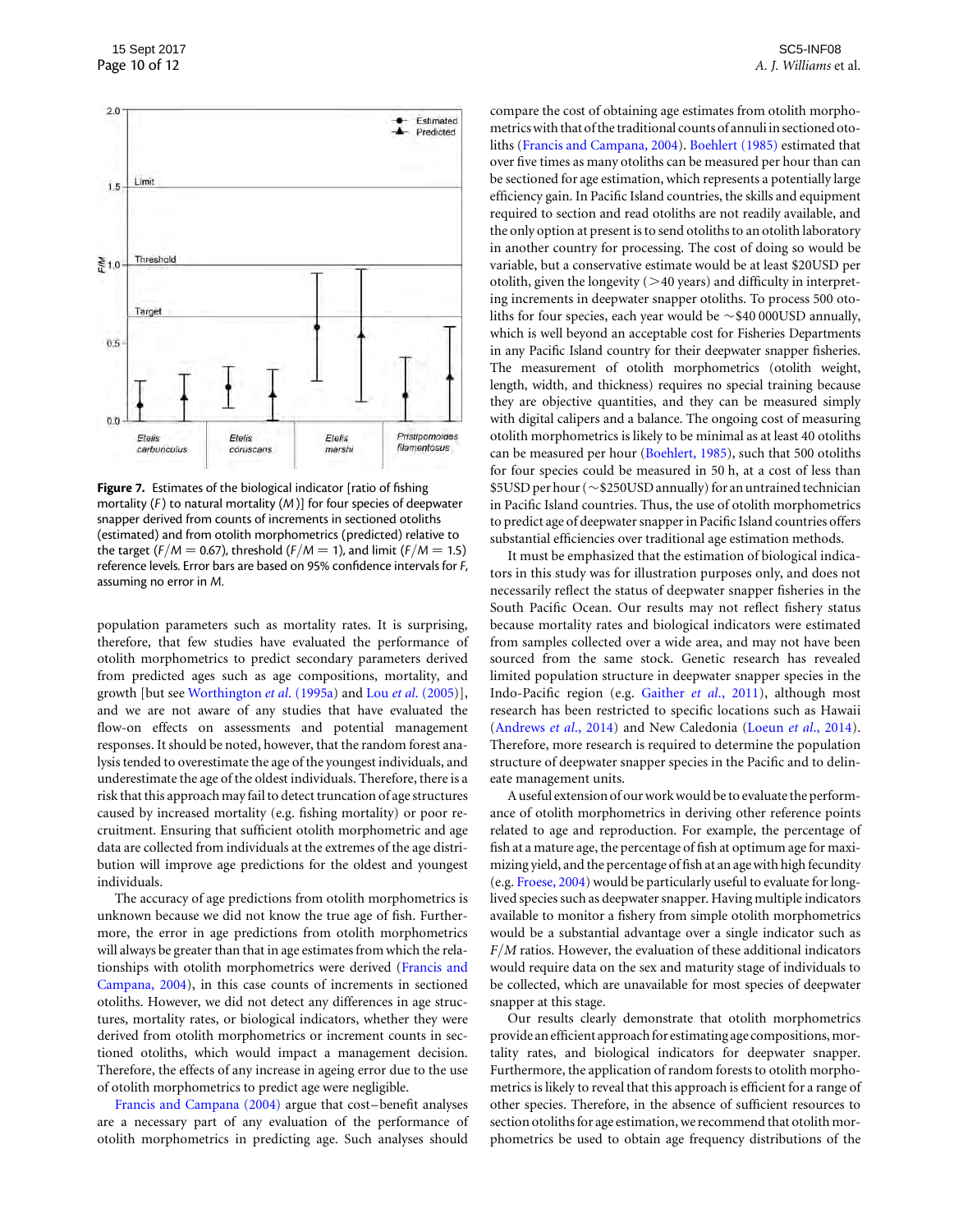2.0

Estimated

Predicted

1.5 Limit

F/M

1.0 Threshold

Target

0.5

0.0

*Etelis carbunculus*

*Etelis coruscans*

*Etelis marshi*

*Pristipomoides filamentosus*

**Figure 7.** Estimates of the biological indicator [ratio of fishing mortality ($F$) to natural mortality ($M$)] for four species of deepwater snapper derived from counts of increments in sectioned otoliths (estimated) and from otolith morphometrics (predicted) relative to the target ($F/M = 0.67$), threshold ($F/M = 1$), and limit ($F/M = 1.5$) reference levels. Error bars are based on 95% confidence intervals for $F$, assuming no error in $M$.

population parameters such as mortality rates. It is surprising, therefore, that few studies have evaluated the performance of otolith morphometrics to predict secondary parameters derived from predicted ages such as age compositions, mortality, and growth [but see Worthington *et al.* (1995a) and Lou *et al.* (2005)], and we are not aware of any studies that have evaluated the flow-on effects on assessments and potential management responses. It should be noted, however, that the random forest analysis tended to overestimate the age of the youngest individuals, and underestimate the age of the oldest individuals. Therefore, there is a risk that this approach may fail to detect truncation of age structures caused by increased mortality (e.g. fishing mortality) or poor recruitment. Ensuring that sufficient otolith morphometric and age data are collected from individuals at the extremes of the age distribution will improve age predictions for the oldest and youngest individuals.

The accuracy of age predictions from otolith morphometrics is unknown because we did not know the true age of fish. Furthermore, the error in age predictions from otolith morphometrics will always be greater than that in age estimates from which the relationships with otolith morphometrics were derived (Francis and Campana, 2004), in this case counts of increments in sectioned otoliths. However, we did not detect any differences in age structures, mortality rates, or biological indicators, whether they were derived from otolith morphometrics or increment counts in sectioned otoliths, which would impact a management decision. Therefore, the effects of any increase in ageing error due to the use of otolith morphometrics to predict age were negligible.

Francis and Campana (2004) argue that cost–benefit analyses are a necessary part of any evaluation of the performance of otolith morphometrics in predicting age. Such analyses should compare the cost of obtaining age estimates from otolith morphometrics with that of the traditional counts of annuli in sectioned otoliths (Francis and Campana, 2004). Boehlert (1985) estimated that over five times as many otoliths can be measured per hour than can be sectioned for age estimation, which represents a potentially large efficiency gain. In Pacific Island countries, the skills and equipment required to section and read otoliths are not readily available, and the only option at present is to send otoliths to an otolith laboratory in another country for processing. The cost of doing so would be variable, but a conservative estimate would be at least \$20USD per otolith, given the longevity (>40 years) and difficulty in interpreting increments in deepwater snapper otoliths. To process 500 otoliths for four species, each year would be ~\$40 000USD annually, which is well beyond an acceptable cost for Fisheries Departments in any Pacific Island country for their deepwater snapper fisheries. The measurement of otolith morphometrics (otolith weight, length, width, and thickness) requires no special training because they are objective quantities, and they can be measured simply with digital calipers and a balance. The ongoing cost of measuring otolith morphometrics is likely to be minimal as at least 40 otoliths can be measured per hour (Boehlert, 1985), such that 500 otoliths for four species could be measured in 50 h, at a cost of less than \$5USD per hour (~\$250USD annually) for an untrained technician in Pacific Island countries. Thus, the use of otolith morphometrics to predict age of deepwater snapper in Pacific Island countries offers substantial efficiencies over traditional age estimation methods.

It must be emphasized that the estimation of biological indicators in this study was for illustration purposes only, and does not necessarily reflect the status of deepwater snapper fisheries in the South Pacific Ocean. Our results may not reflect fishery status because mortality rates and biological indicators were estimated from samples collected over a wide area, and may not have been sourced from the same stock. Genetic research has revealed limited population structure in deepwater snapper species in the Indo-Pacific region (e.g. Gaither *et al.*, 2011), although most research has been restricted to specific locations such as Hawaii (Andrews *et al.*, 2014) and New Caledonia (Loeun *et al.*, 2014). Therefore, more research is required to determine the population structure of deepwater snapper species in the Pacific and to delineate management units.

A useful extension of our work would be to evaluate the performance of otolith morphometrics in deriving other reference points related to age and reproduction. For example, the percentage of fish at a mature age, the percentage of fish at optimum age for maximizing yield, and the percentage of fish at an age with high fecundity (e.g. Froese, 2004) would be particularly useful to evaluate for long-lived species such as deepwater snapper. Having multiple indicators available to monitor a fishery from simple otolith morphometrics would be a substantial advantage over a single indicator such as $F/M$ ratios. However, the evaluation of these additional indicators would require data on the sex and maturity stage of individuals to be collected, which are unavailable for most species of deepwater snapper at this stage.

Our results clearly demonstrate that otolith morphometrics provide an efficient approach for estimating age compositions, mortality rates, and biological indicators for deepwater snapper. Furthermore, the application of random forests to otolith morphometrics is likely to reveal that this approach is efficient for a range of other species. Therefore, in the absence of sufficient resources to section otoliths for age estimation, we recommend that otolith morphometrics be used to obtain age frequency distributions of the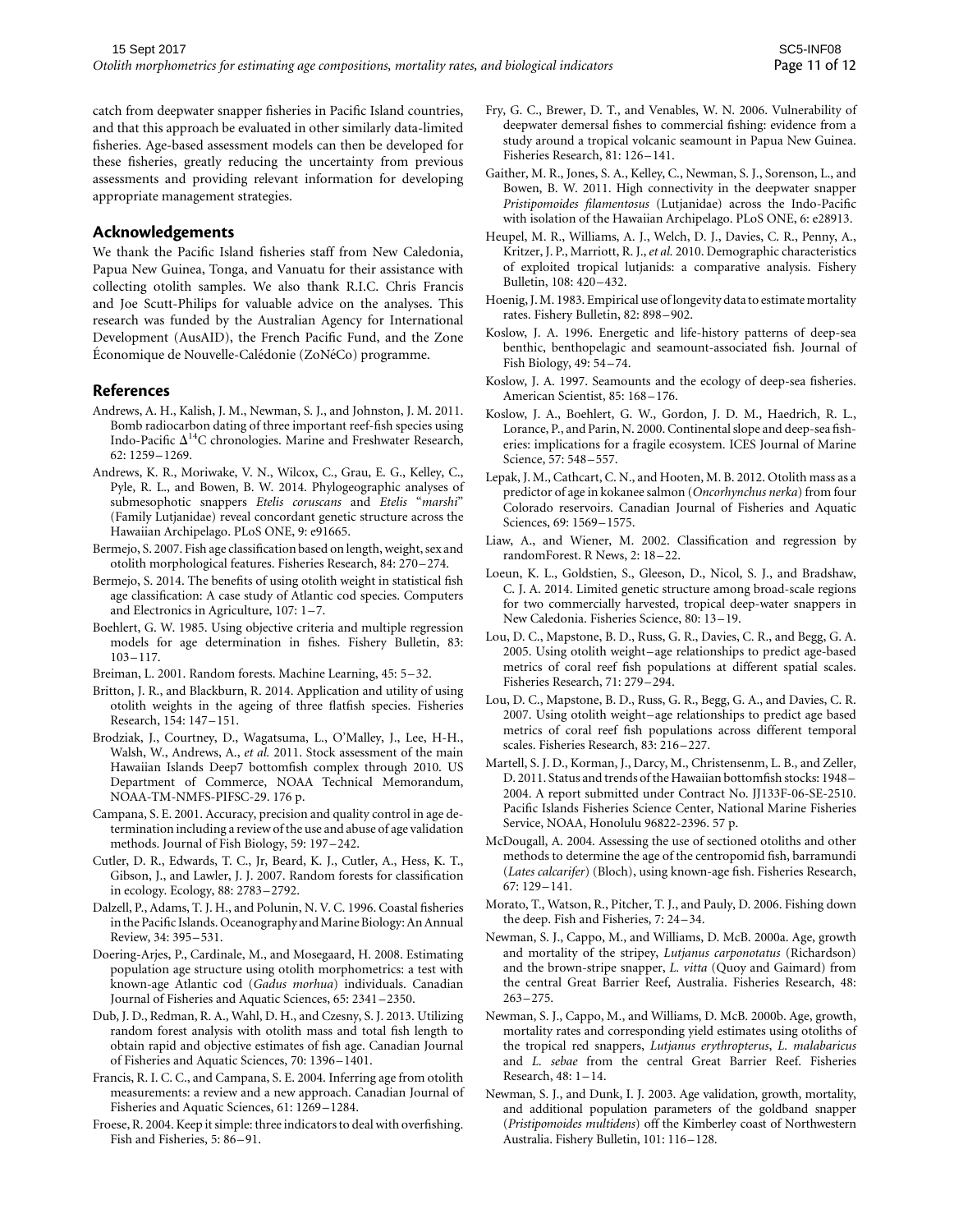catch from deepwater snapper fisheries in Pacific Island countries, and that this approach be evaluated in other similarly data-limited fisheries. Age-based assessment models can then be developed for these fisheries, greatly reducing the uncertainty from previous assessments and providing relevant information for developing appropriate management strategies.

## Acknowledgements

We thank the Pacific Island fisheries staff from New Caledonia, Papua New Guinea, Tonga, and Vanuatu for their assistance with collecting otolith samples. We also thank R.I.C. Chris Francis and Joe Scutt-Philips for valuable advice on the analyses. This research was funded by the Australian Agency for International Development (AusAID), the French Pacific Fund, and the Zone Économique de Nouvelle-Calédonie (ZoNéCo) programme.

## References

Andrews, A. H., Kalish, J. M., Newman, S. J., and Johnston, J. M. 2011. Bomb radiocarbon dating of three important reef-fish species using Indo-Pacific $\Delta^{14}$C chronologies. Marine and Freshwater Research, 62: 1259–1269.

Andrews, K. R., Moriwake, V. N., Wilcox, C., Grau, E. G., Kelley, C., Pyle, R. L., and Bowen, B. W. 2014. Phylogeographic analyses of submesophotic snappers *Etelis coruscans* and *Etelis* "*marshi*" (Family Lutjanidae) reveal concordant genetic structure across the Hawaiian Archipelago. PLoS ONE, 9: e91665.

Bermejo, S. 2007. Fish age classification based on length, weight, sex and otolith morphological features. Fisheries Research, 84: 270–274.

Bermejo, S. 2014. The benefits of using otolith weight in statistical fish age classification: A case study of Atlantic cod species. Computers and Electronics in Agriculture, 107: 1–7.

Boehlert, G. W. 1985. Using objective criteria and multiple regression models for age determination in fishes. Fishery Bulletin, 83: 103–117.

Breiman, L. 2001. Random forests. Machine Learning, 45: 5–32.

Britton, J. R., and Blackburn, R. 2014. Application and utility of using otolith weights in the ageing of three flatfish species. Fisheries Research, 154: 147–151.

Brodziak, J., Courtney, D., Wagatsuma, L., O'Malley, J., Lee, H-H., Walsh, W., Andrews, A., *et al.* 2011. Stock assessment of the main Hawaiian Islands Deep7 bottomfish complex through 2010. US Department of Commerce, NOAA Technical Memorandum, NOAA-TM-NMFS-PIFSC-29. 176 p.

Campana, S. E. 2001. Accuracy, precision and quality control in age determination including a review of the use and abuse of age validation methods. Journal of Fish Biology, 59: 197–242.

Cutler, D. R., Edwards, T. C., Jr, Beard, K. J., Cutler, A., Hess, K. T., Gibson, J., and Lawler, J. J. 2007. Random forests for classification in ecology. Ecology, 88: 2783–2792.

Dalzell, P., Adams, T. J. H., and Polunin, N. V. C. 1996. Coastal fisheries in the Pacific Islands. Oceanography and Marine Biology: An Annual Review, 34: 395–531.

Doering-Arjes, P., Cardinale, M., and Mosegaard, H. 2008. Estimating population age structure using otolith morphometrics: a test with known-age Atlantic cod (*Gadus morhua*) individuals. Canadian Journal of Fisheries and Aquatic Sciences, 65: 2341–2350.

Dub, J. D., Redman, R. A., Wahl, D. H., and Czesny, S. J. 2013. Utilizing random forest analysis with otolith mass and total fish length to obtain rapid and objective estimates of fish age. Canadian Journal of Fisheries and Aquatic Sciences, 70: 1396–1401.

Francis, R. I. C. C., and Campana, S. E. 2004. Inferring age from otolith measurements: a review and a new approach. Canadian Journal of Fisheries and Aquatic Sciences, 61: 1269–1284.

Froese, R. 2004. Keep it simple: three indicators to deal with overfishing. Fish and Fisheries, 5: 86–91.

Fry, G. C., Brewer, D. T., and Venables, W. N. 2006. Vulnerability of deepwater demersal fishes to commercial fishing: evidence from a study around a tropical volcanic seamount in Papua New Guinea. Fisheries Research, 81: 126–141.

Gaither, M. R., Jones, S. A., Kelley, C., Newman, S. J., Sorenson, L., and Bowen, B. W. 2011. High connectivity in the deepwater snapper *Pristipomoides filamentosus* (Lutjanidae) across the Indo-Pacific with isolation of the Hawaiian Archipelago. PLoS ONE, 6: e28913.

Heupel, M. R., Williams, A. J., Welch, D. J., Davies, C. R., Penny, A., Kritzer, J. P., Marriott, R. J., *et al.* 2010. Demographic characteristics of exploited tropical lutjanids: a comparative analysis. Fishery Bulletin, 108: 420–432.

Hoenig, J. M. 1983. Empirical use of longevity data to estimate mortality rates. Fishery Bulletin, 82: 898–902.

Koslow, J. A. 1996. Energetic and life-history patterns of deep-sea benthic, benthopelagic and seamount-associated fish. Journal of Fish Biology, 49: 54–74.

Koslow, J. A. 1997. Seamounts and the ecology of deep-sea fisheries. American Scientist, 85: 168–176.

Koslow, J. A., Boehlert, G. W., Gordon, J. D. M., Haedrich, R. L., Lorance, P., and Parin, N. 2000. Continental slope and deep-sea fisheries: implications for a fragile ecosystem. ICES Journal of Marine Science, 57: 548–557.

Lepak, J. M., Cathcart, C. N., and Hooten, M. B. 2012. Otolith mass as a predictor of age in kokanee salmon (*Oncorhynchus nerka*) from four Colorado reservoirs. Canadian Journal of Fisheries and Aquatic Sciences, 69: 1569–1575.

Liaw, A., and Wiener, M. 2002. Classification and regression by randomForest. R News, 2: 18–22.

Loeun, K. L., Goldstien, S., Gleeson, D., Nicol, S. J., and Bradshaw, C. J. A. 2014. Limited genetic structure among broad-scale regions for two commercially harvested, tropical deep-water snappers in New Caledonia. Fisheries Science, 80: 13–19.

Lou, D. C., Mapstone, B. D., Russ, G. R., Davies, C. R., and Begg, G. A. 2005. Using otolith weight–age relationships to predict age-based metrics of coral reef fish populations at different spatial scales. Fisheries Research, 71: 279–294.

Lou, D. C., Mapstone, B. D., Russ, G. R., Begg, G. A., and Davies, C. R. 2007. Using otolith weight–age relationships to predict age based metrics of coral reef fish populations across different temporal scales. Fisheries Research, 83: 216–227.

Martell, S. J. D., Korman, J., Darcy, M., Christensenm, L. B., and Zeller, D. 2011. Status and trends of the Hawaiian bottomfish stocks: 1948–2004. A report submitted under Contract No. JJ133F-06-SE-2510. Pacific Islands Fisheries Science Center, National Marine Fisheries Service, NOAA, Honolulu 96822-2396. 57 p.

McDougall, A. 2004. Assessing the use of sectioned otoliths and other methods to determine the age of the centropomid fish, barramundi (*Lates calcarifer*) (Bloch), using known-age fish. Fisheries Research, 67: 129–141.

Morato, T., Watson, R., Pitcher, T. J., and Pauly, D. 2006. Fishing down the deep. Fish and Fisheries, 7: 24–34.

Newman, S. J., Cappo, M., and Williams, D. McB. 2000a. Age, growth and mortality of the stripey, *Lutjanus carponotatus* (Richardson) and the brown-stripe snapper, *L. vitta* (Quoy and Gaimard) from the central Great Barrier Reef, Australia. Fisheries Research, 48: 263–275.

Newman, S. J., Cappo, M., and Williams, D. McB. 2000b. Age, growth, mortality rates and corresponding yield estimates using otoliths of the tropical red snappers, *Lutjanus erythropterus*, *L. malabaricus* and *L. sebae* from the central Great Barrier Reef. Fisheries Research, 48: 1–14.

Newman, S. J., and Dunk, I. J. 2003. Age validation, growth, mortality, and additional population parameters of the goldband snapper (*Pristipomoides multidens*) off the Kimberley coast of Northwestern Australia. Fishery Bulletin, 101: 116–128.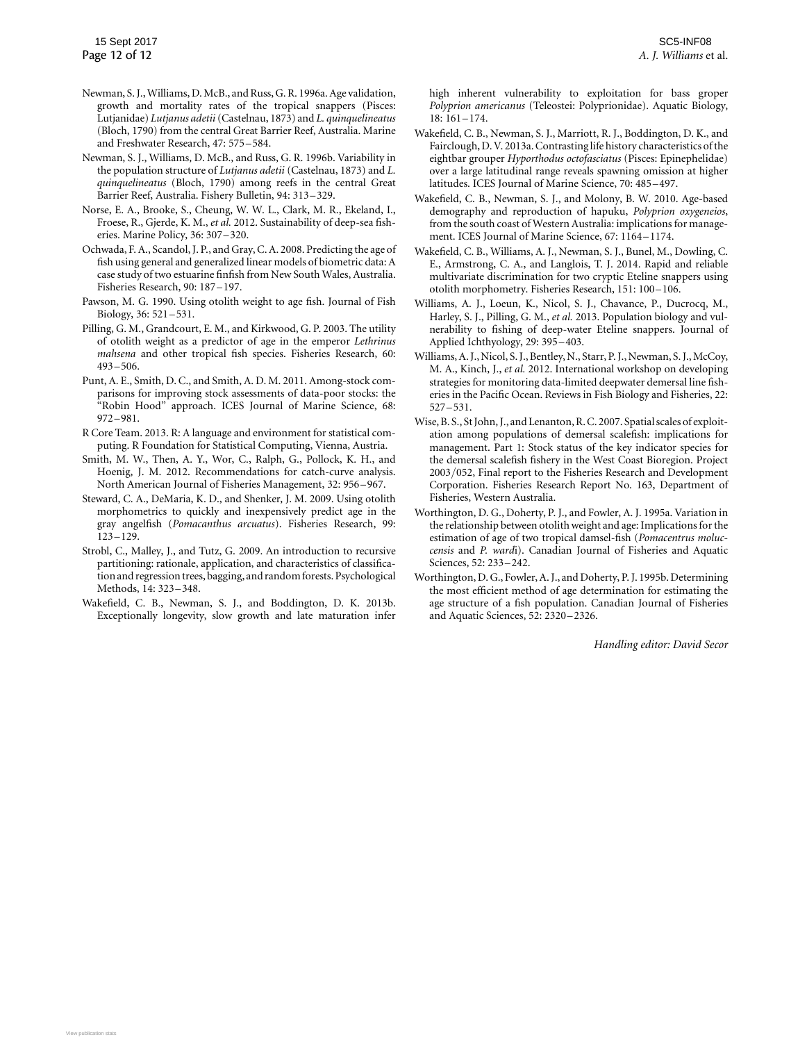Newman, S. J., Williams, D. McB., and Russ, G. R. 1996a. Age validation, growth and mortality rates of the tropical snappers (Pisces: Lutjanidae) *Lutjanus adetii* (Castelnau, 1873) and *L. quinquelineatus* (Bloch, 1790) from the central Great Barrier Reef, Australia. Marine and Freshwater Research, 47: 575–584.

Newman, S. J., Williams, D. McB., and Russ, G. R. 1996b. Variability in the population structure of *Lutjanus adetii* (Castelnau, 1873) and *L. quinquelineatus* (Bloch, 1790) among reefs in the central Great Barrier Reef, Australia. Fishery Bulletin, 94: 313–329.

Norse, E. A., Brooke, S., Cheung, W. W. L., Clark, M. R., Ekeland, I., Froese, R., Gjerde, K. M., *et al.* 2012. Sustainability of deep-sea fisheries. Marine Policy, 36: 307–320.

Ochwada, F. A., Scandol, J. P., and Gray, C. A. 2008. Predicting the age of fish using general and generalized linear models of biometric data: A case study of two estuarine finfish from New South Wales, Australia. Fisheries Research, 90: 187–197.

Pawson, M. G. 1990. Using otolith weight to age fish. Journal of Fish Biology, 36: 521–531.

Pilling, G. M., Grandcourt, E. M., and Kirkwood, G. P. 2003. The utility of otolith weight as a predictor of age in the emperor *Lethrinus mahsena* and other tropical fish species. Fisheries Research, 60: 493–506.

Punt, A. E., Smith, D. C., and Smith, A. D. M. 2011. Among-stock comparisons for improving stock assessments of data-poor stocks: the "Robin Hood" approach. ICES Journal of Marine Science, 68: 972–981.

R Core Team. 2013. R: A language and environment for statistical computing. R Foundation for Statistical Computing, Vienna, Austria.

Smith, M. W., Then, A. Y., Wor, C., Ralph, G., Pollock, K. H., and Hoenig, J. M. 2012. Recommendations for catch-curve analysis. North American Journal of Fisheries Management, 32: 956–967.

Steward, C. A., DeMaria, K. D., and Shenker, J. M. 2009. Using otolith morphometrics to quickly and inexpensively predict age in the gray angelfish (*Pomacanthus arcuatus*). Fisheries Research, 99: 123–129.

Strobl, C., Malley, J., and Tutz, G. 2009. An introduction to recursive partitioning: rationale, application, and characteristics of classification and regression trees, bagging, and random forests. Psychological Methods, 14: 323–348.

Wakefield, C. B., Newman, S. J., and Boddington, D. K. 2013b. Exceptionally longevity, slow growth and late maturation infer high inherent vulnerability to exploitation for bass groper *Polyprion americanus* (Teleostei: Polyprionidae). Aquatic Biology, 18: 161–174.

Wakefield, C. B., Newman, S. J., Marriott, R. J., Boddington, D. K., and Fairclough, D. V. 2013a. Contrasting life history characteristics of the eightbar grouper *Hyporthodus octofasciatus* (Pisces: Epinephelidae) over a large latitudinal range reveals spawning omission at higher latitudes. ICES Journal of Marine Science, 70: 485–497.

Wakefield, C. B., Newman, S. J., and Molony, B. W. 2010. Age-based demography and reproduction of hapuku, *Polyprion oxygeneios*, from the south coast of Western Australia: implications for management. ICES Journal of Marine Science, 67: 1164–1174.

Wakefield, C. B., Williams, A. J., Newman, S. J., Bunel, M., Dowling, C. E., Armstrong, C. A., and Langlois, T. J. 2014. Rapid and reliable multivariate discrimination for two cryptic Eteline snappers using otolith morphometry. Fisheries Research, 151: 100–106.

Williams, A. J., Loeun, K., Nicol, S. J., Chavance, P., Ducrocq, M., Harley, S. J., Pilling, G. M., *et al.* 2013. Population biology and vulnerability to fishing of deep-water Eteline snappers. Journal of Applied Ichthyology, 29: 395–403.

Williams, A. J., Nicol, S. J., Bentley, N., Starr, P. J., Newman, S. J., McCoy, M. A., Kinch, J., *et al.* 2012. International workshop on developing strategies for monitoring data-limited deepwater demersal line fisheries in the Pacific Ocean. Reviews in Fish Biology and Fisheries, 22: 527–531.

Wise, B. S., St John, J., and Lenanton, R. C. 2007. Spatial scales of exploitation among populations of demersal scalefish: implications for management. Part 1: Stock status of the key indicator species for the demersal scalefish fishery in the West Coast Bioregion. Project 2003/052, Final report to the Fisheries Research and Development Corporation. Fisheries Research Report No. 163, Department of Fisheries, Western Australia.

Worthington, D. G., Doherty, P. J., and Fowler, A. J. 1995a. Variation in the relationship between otolith weight and age: Implications for the estimation of age of two tropical damsel-fish (*Pomacentrus moluccensis* and *P. wardi*). Canadian Journal of Fisheries and Aquatic Sciences, 52: 233–242.

Worthington, D. G., Fowler, A. J., and Doherty, P. J. 1995b. Determining the most efficient method of age determination for estimating the age structure of a fish population. Canadian Journal of Fisheries and Aquatic Sciences, 52: 2320–2326.

*Handling editor: David Secor*